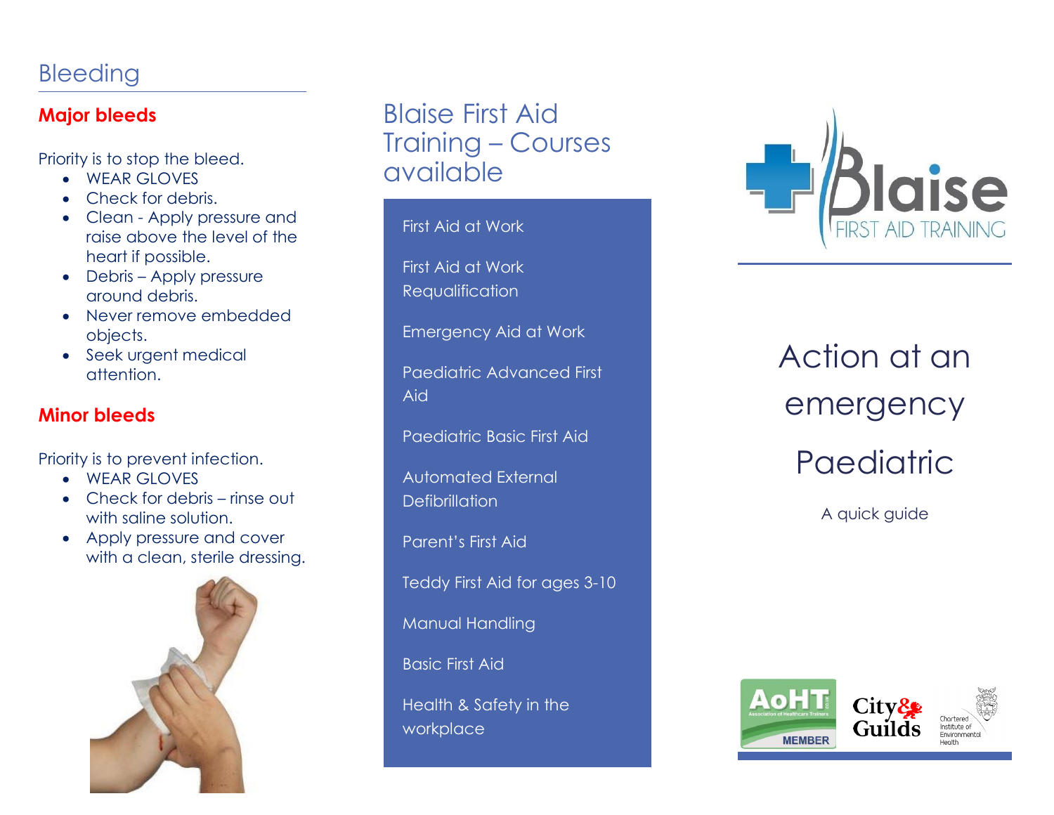## Bleeding

### Major bleeds

Priority is to stop the bleed.

- WEAR GLOVES
- Check for debris.
- Clean - Apply pressure and raise above the level of the heart if possible.
- Debris – Apply pressure around debris.
- Never remove embedded objects.
- Seek urgent medical attention.

### Minor bleeds

Priority is to prevent infection.

- WEAR GLOVES
- Check for debris – rinse out with saline solution.
- Apply pressure and cover with a clean, sterile dressing.

## Blaise First Aid Training – Courses available

- First Aid at Work
- First Aid at Work Requalification
- Emergency Aid at Work
- Paediatric Advanced First Aid
- Paediatric Basic First Aid
- Automated External Defibrillation
- Parent's First Aid
- Teddy First Aid for ages 3-10
- Manual Handling
- Basic First Aid
- Health & Safety in the workplace

Blaise FIRST AID TRAINING

# Action at an emergency

# Paediatric

A quick guide

AoHT MEMBER · City & Guilds · Chartered Institute of Environmental Health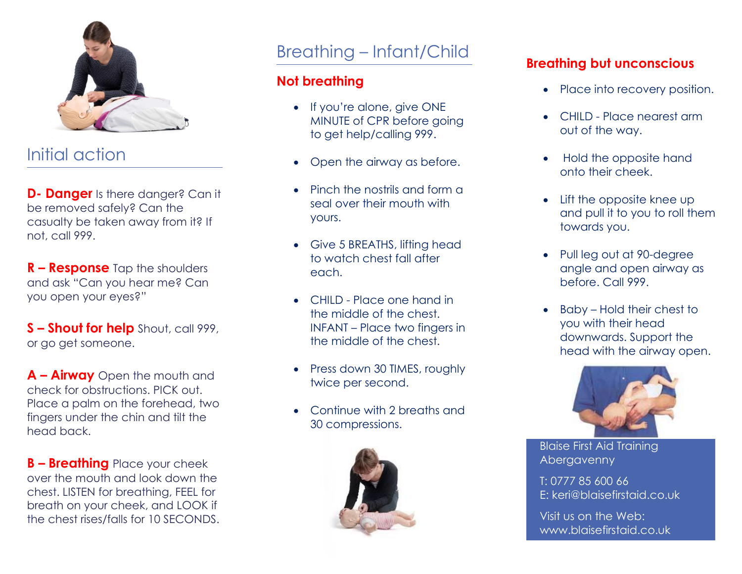## Initial action

**D- Danger** Is there danger? Can it be removed safely? Can the casualty be taken away from it? If not, call 999.

**R – Response** Tap the shoulders and ask "Can you hear me? Can you open your eyes?"

**S – Shout for help** Shout, call 999, or go get someone.

**A – Airway** Open the mouth and check for obstructions. PICK out. Place a palm on the forehead, two fingers under the chin and tilt the head back.

**B – Breathing** Place your cheek over the mouth and look down the chest. LISTEN for breathing, FEEL for breath on your cheek, and LOOK if the chest rises/falls for 10 SECONDS.

## Breathing – Infant/Child

### Not breathing

- If you're alone, give ONE MINUTE of CPR before going to get help/calling 999.
- Open the airway as before.
- Pinch the nostrils and form a seal over their mouth with yours.
- Give 5 BREATHS, lifting head to watch chest fall after each.
- CHILD - Place one hand in the middle of the chest. INFANT – Place two fingers in the middle of the chest.
- Press down 30 TIMES, roughly twice per second.
- Continue with 2 breaths and 30 compressions.

### Breathing but unconscious

- Place into recovery position.
- CHILD - Place nearest arm out of the way.
- Hold the opposite hand onto their cheek.
- Lift the opposite knee up and pull it to you to roll them towards you.
- Pull leg out at 90-degree angle and open airway as before. Call 999.
- Baby – Hold their chest to you with their head downwards. Support the head with the airway open.

Blaise First Aid Training
Abergavenny

T: 0777 85 600 66
E: keri@blaisefirstaid.co.uk

Visit us on the Web:
www.blaisefirstaid.co.uk